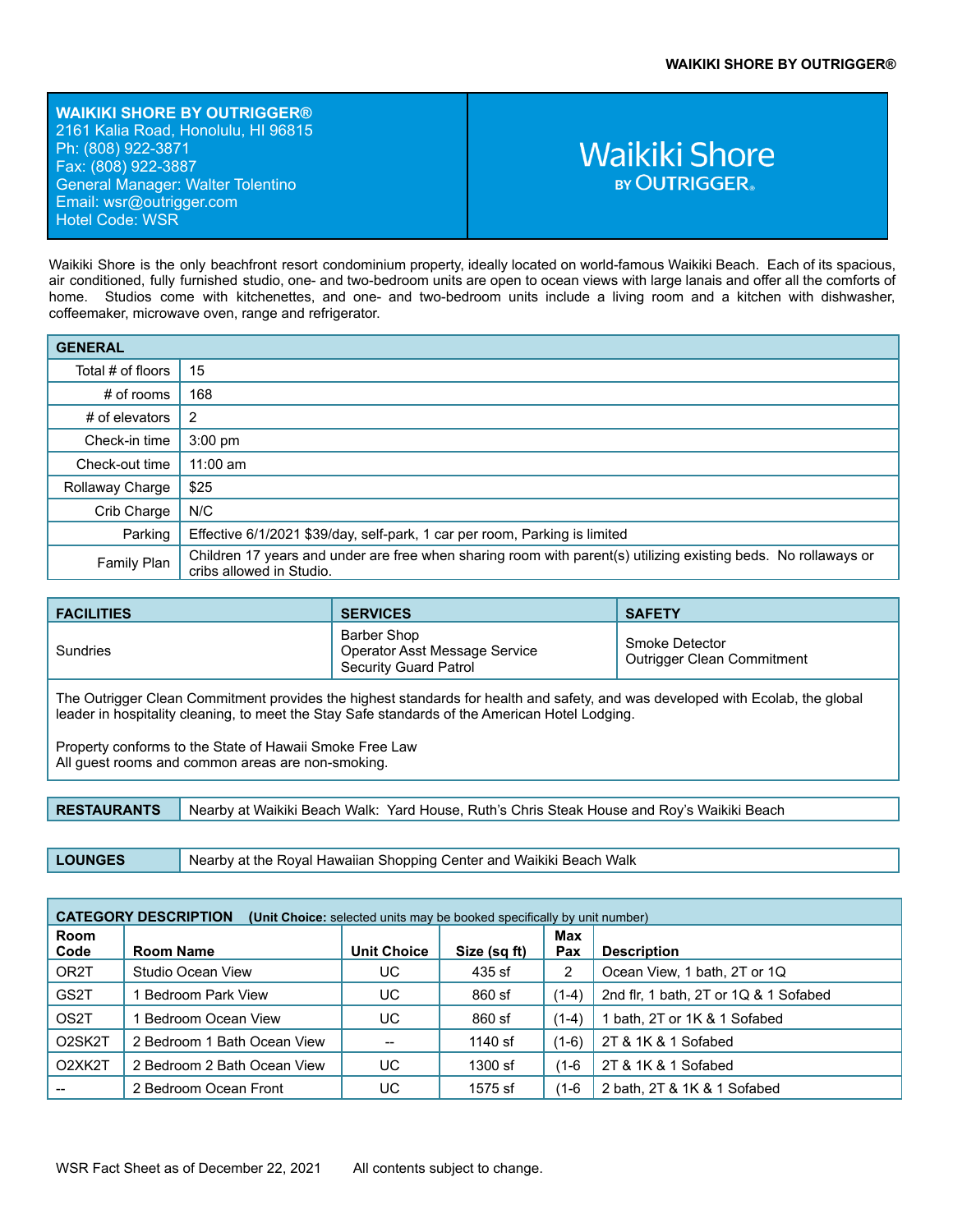# WAIKIKI SHORE BY OUTRIGGER®

**WAIKIKI SHORE BY OUTRIGGER®**
2161 Kalia Road, Honolulu, HI 96815
Ph: (808) 922-3871
Fax: (808) 922-3887
General Manager: Walter Tolentino
Email: wsr@outrigger.com
Hotel Code: WSR

Waikiki Shore BY OUTRIGGER®

Waikiki Shore is the only beachfront resort condominium property, ideally located on world-famous Waikiki Beach. Each of its spacious, air conditioned, fully furnished studio, one- and two-bedroom units are open to ocean views with large lanais and offer all the comforts of home. Studios come with kitchenettes, and one- and two-bedroom units include a living room and a kitchen with dishwasher, coffeemaker, microwave oven, range and refrigerator.

| GENERAL | |
|---|---|
| Total # of floors | 15 |
| # of rooms | 168 |
| # of elevators | 2 |
| Check-in time | 3:00 pm |
| Check-out time | 11:00 am |
| Rollaway Charge | $25 |
| Crib Charge | N/C |
| Parking | Effective 6/1/2021 $39/day, self-park, 1 car per room, Parking is limited |
| Family Plan | Children 17 years and under are free when sharing room with parent(s) utilizing existing beds. No rollaways or cribs allowed in Studio. |

| FACILITIES | SERVICES | SAFETY |
|---|---|---|
| Sundries | Barber Shop<br>Operator Asst Message Service<br>Security Guard Patrol | Smoke Detector<br>Outrigger Clean Commitment |

The Outrigger Clean Commitment provides the highest standards for health and safety, and was developed with Ecolab, the global leader in hospitality cleaning, to meet the Stay Safe standards of the American Hotel Lodging.

Property conforms to the State of Hawaii Smoke Free Law
All guest rooms and common areas are non-smoking.

| RESTAURANTS | Nearby at Waikiki Beach Walk: Yard House, Ruth's Chris Steak House and Roy's Waikiki Beach |
|---|---|

| LOUNGES | Nearby at the Royal Hawaiian Shopping Center and Waikiki Beach Walk |
|---|---|

**CATEGORY DESCRIPTION** (**Unit Choice:** selected units may be booked specifically by unit number)

| Room Code | Room Name | Unit Choice | Size (sq ft) | Max Pax | Description |
|---|---|---|---|---|---|
| OR2T | Studio Ocean View | UC | 435 sf | 2 | Ocean View, 1 bath, 2T or 1Q |
| GS2T | 1 Bedroom Park View | UC | 860 sf | (1-4) | 2nd flr, 1 bath, 2T or 1Q & 1 Sofabed |
| OS2T | 1 Bedroom Ocean View | UC | 860 sf | (1-4) | 1 bath, 2T or 1K & 1 Sofabed |
| O2SK2T | 2 Bedroom 1 Bath Ocean View | -- | 1140 sf | (1-6) | 2T & 1K & 1 Sofabed |
| O2XK2T | 2 Bedroom 2 Bath Ocean View | UC | 1300 sf | (1-6 | 2T & 1K & 1 Sofabed |
| -- | 2 Bedroom Ocean Front | UC | 1575 sf | (1-6 | 2 bath, 2T & 1K & 1 Sofabed |

WSR Fact Sheet as of December 22, 2021 All contents subject to change.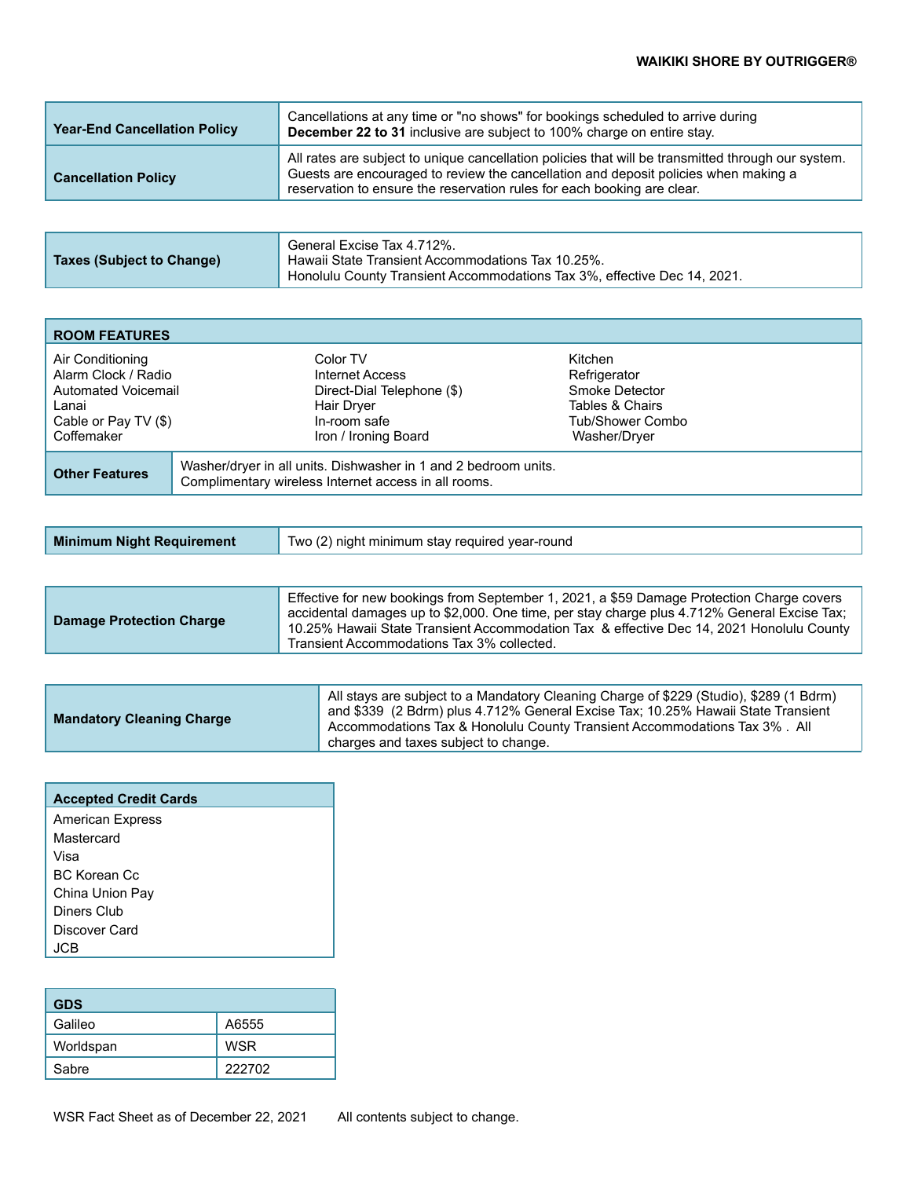| Year-End Cancellation Policy | Cancellations at any time or "no shows" for bookings scheduled to arrive during **December 22 to 31** inclusive are subject to 100% charge on entire stay. |
|---|---|
| Cancellation Policy | All rates are subject to unique cancellation policies that will be transmitted through our system. Guests are encouraged to review the cancellation and deposit policies when making a reservation to ensure the reservation rules for each booking are clear. |

| Taxes (Subject to Change) | General Excise Tax 4.712%.<br>Hawaii State Transient Accommodations Tax 10.25%.<br>Honolulu County Transient Accommodations Tax 3%, effective Dec 14, 2021. |
|---|---|

| ROOM FEATURES | | |
|---|---|---|
| Air Conditioning | Color TV | Kitchen |
| Alarm Clock / Radio | Internet Access | Refrigerator |
| Automated Voicemail | Direct-Dial Telephone ($) | Smoke Detector |
| Lanai | Hair Dryer | Tables & Chairs |
| Cable or Pay TV ($) | In-room safe | Tub/Shower Combo |
| Coffemaker | Iron / Ironing Board | Washer/Dryer |

| Other Features | Washer/dryer in all units. Dishwasher in 1 and 2 bedroom units.<br>Complimentary wireless Internet access in all rooms. |
|---|---|

| Minimum Night Requirement | Two (2) night minimum stay required year-round |
|---|---|

| Damage Protection Charge | Effective for new bookings from September 1, 2021, a $59 Damage Protection Charge covers accidental damages up to $2,000. One time, per stay charge plus 4.712% General Excise Tax; 10.25% Hawaii State Transient Accommodation Tax & effective Dec 14, 2021 Honolulu County Transient Accommodations Tax 3% collected. |
|---|---|

| Mandatory Cleaning Charge | All stays are subject to a Mandatory Cleaning Charge of $229 (Studio), $289 (1 Bdrm) and $339 (2 Bdrm) plus 4.712% General Excise Tax; 10.25% Hawaii State Transient Accommodations Tax & Honolulu County Transient Accommodations Tax 3% . All charges and taxes subject to change. |
|---|---|

| Accepted Credit Cards |
|---|
| American Express |
| Mastercard |
| Visa |
| BC Korean Cc |
| China Union Pay |
| Diners Club |
| Discover Card |
| JCB |

| GDS | |
|---|---|
| Galileo | A6555 |
| Worldspan | WSR |
| Sabre | 222702 |

WSR Fact Sheet as of December 22, 2021 All contents subject to change.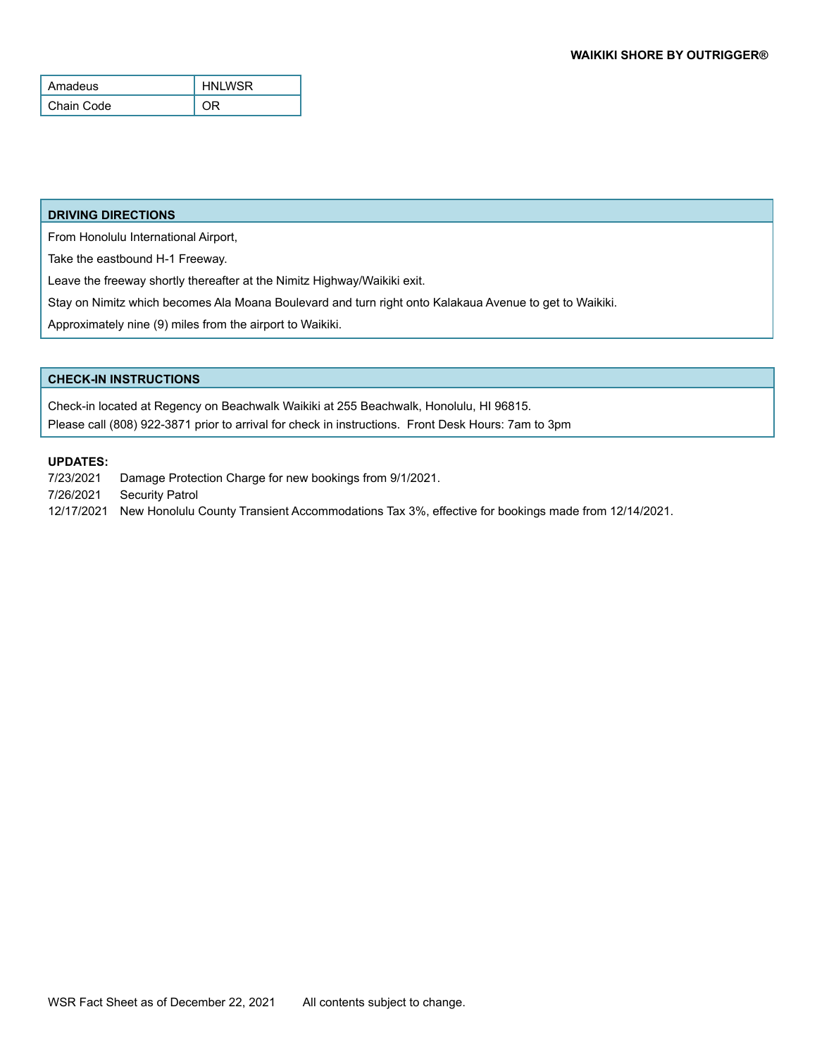| | |
|---|---|
| Amadeus | HNLWSR |
| Chain Code | OR |

## DRIVING DIRECTIONS

From Honolulu International Airport,

Take the eastbound H-1 Freeway.

Leave the freeway shortly thereafter at the Nimitz Highway/Waikiki exit.

Stay on Nimitz which becomes Ala Moana Boulevard and turn right onto Kalakaua Avenue to get to Waikiki.

Approximately nine (9) miles from the airport to Waikiki.

## CHECK-IN INSTRUCTIONS

Check-in located at Regency on Beachwalk Waikiki at 255 Beachwalk, Honolulu, HI 96815.
Please call (808) 922-3871 prior to arrival for check in instructions. Front Desk Hours: 7am to 3pm

**UPDATES:**

7/23/2021 Damage Protection Charge for new bookings from 9/1/2021.
7/26/2021 Security Patrol
12/17/2021 New Honolulu County Transient Accommodations Tax 3%, effective for bookings made from 12/14/2021.

WSR Fact Sheet as of December 22, 2021 All contents subject to change.